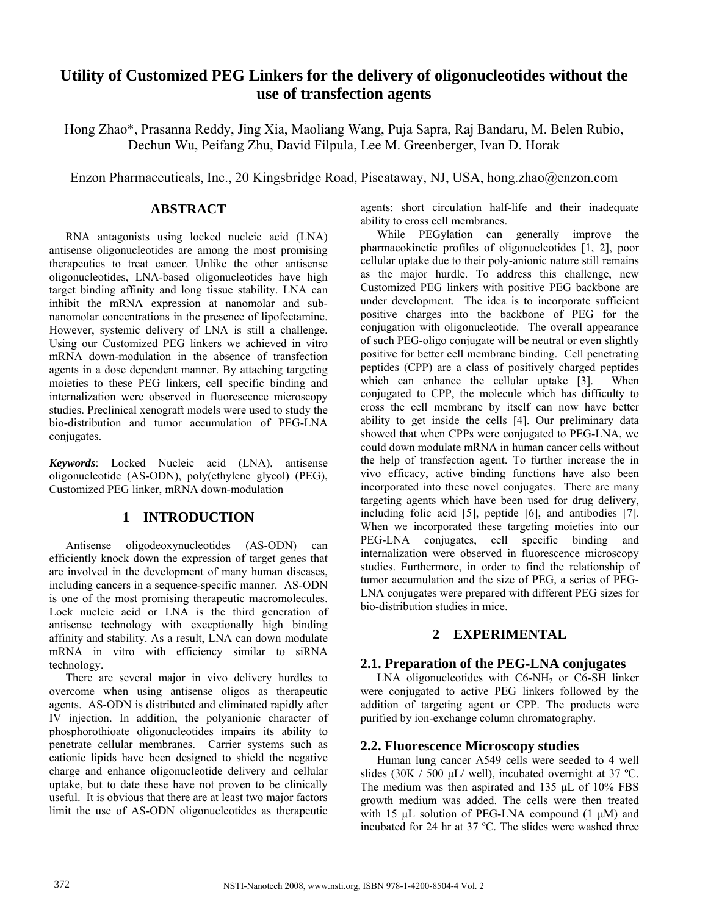# Utility of Customized PEG Linkers for the delivery of oligonucleotides without the use of transfection agents

Hong Zhao*, Prasanna Reddy, Jing Xia, Maoliang Wang, Puja Sapra, Raj Bandaru, M. Belen Rubio, Dechun Wu, Peifang Zhu, David Filpula, Lee M. Greenberger, Ivan D. Horak

Enzon Pharmaceuticals, Inc., 20 Kingsbridge Road, Piscataway, NJ, USA, hong.zhao@enzon.com

## ABSTRACT

RNA antagonists using locked nucleic acid (LNA) antisense oligonucleotides are among the most promising therapeutics to treat cancer. Unlike the other antisense oligonucleotides, LNA-based oligonucleotides have high target binding affinity and long tissue stability. LNA can inhibit the mRNA expression at nanomolar and sub-nanomolar concentrations in the presence of lipofectamine. However, systemic delivery of LNA is still a challenge. Using our Customized PEG linkers we achieved in vitro mRNA down-modulation in the absence of transfection agents in a dose dependent manner. By attaching targeting moieties to these PEG linkers, cell specific binding and internalization were observed in fluorescence microscopy studies. Preclinical xenograft models were used to study the bio-distribution and tumor accumulation of PEG-LNA conjugates.

***Keywords***: Locked Nucleic acid (LNA), antisense oligonucleotide (AS-ODN), poly(ethylene glycol) (PEG), Customized PEG linker, mRNA down-modulation

## 1 INTRODUCTION

Antisense oligodeoxynucleotides (AS-ODN) can efficiently knock down the expression of target genes that are involved in the development of many human diseases, including cancers in a sequence-specific manner. AS-ODN is one of the most promising therapeutic macromolecules. Lock nucleic acid or LNA is the third generation of antisense technology with exceptionally high binding affinity and stability. As a result, LNA can down modulate mRNA in vitro with efficiency similar to siRNA technology.

There are several major in vivo delivery hurdles to overcome when using antisense oligos as therapeutic agents. AS-ODN is distributed and eliminated rapidly after IV injection. In addition, the polyanionic character of phosphorothioate oligonucleotides impairs its ability to penetrate cellular membranes. Carrier systems such as cationic lipids have been designed to shield the negative charge and enhance oligonucleotide delivery and cellular uptake, but to date these have not proven to be clinically useful. It is obvious that there are at least two major factors limit the use of AS-ODN oligonucleotides as therapeutic agents: short circulation half-life and their inadequate ability to cross cell membranes.

While PEGylation can generally improve the pharmacokinetic profiles of oligonucleotides [1, 2], poor cellular uptake due to their poly-anionic nature still remains as the major hurdle. To address this challenge, new Customized PEG linkers with positive PEG backbone are under development. The idea is to incorporate sufficient positive charges into the backbone of PEG for the conjugation with oligonucleotide. The overall appearance of such PEG-oligo conjugate will be neutral or even slightly positive for better cell membrane binding. Cell penetrating peptides (CPP) are a class of positively charged peptides which can enhance the cellular uptake [3]. When conjugated to CPP, the molecule which has difficulty to cross the cell membrane by itself can now have better ability to get inside the cells [4]. Our preliminary data showed that when CPPs were conjugated to PEG-LNA, we could down modulate mRNA in human cancer cells without the help of transfection agent. To further increase the in vivo efficacy, active binding functions have also been incorporated into these novel conjugates. There are many targeting agents which have been used for drug delivery, including folic acid [5], peptide [6], and antibodies [7]. When we incorporated these targeting moieties into our PEG-LNA conjugates, cell specific binding and internalization were observed in fluorescence microscopy studies. Furthermore, in order to find the relationship of tumor accumulation and the size of PEG, a series of PEG-LNA conjugates were prepared with different PEG sizes for bio-distribution studies in mice.

## 2 EXPERIMENTAL

### 2.1. Preparation of the PEG-LNA conjugates

LNA oligonucleotides with C6-$NH_2$ or C6-SH linker were conjugated to active PEG linkers followed by the addition of targeting agent or CPP. The products were purified by ion-exchange column chromatography.

### 2.2. Fluorescence Microscopy studies

Human lung cancer A549 cells were seeded to 4 well slides (30K / 500 µL/ well), incubated overnight at 37 ºC. The medium was then aspirated and 135 µL of 10% FBS growth medium was added. The cells were then treated with 15 µL solution of PEG-LNA compound (1 µM) and incubated for 24 hr at 37 ºC. The slides were washed three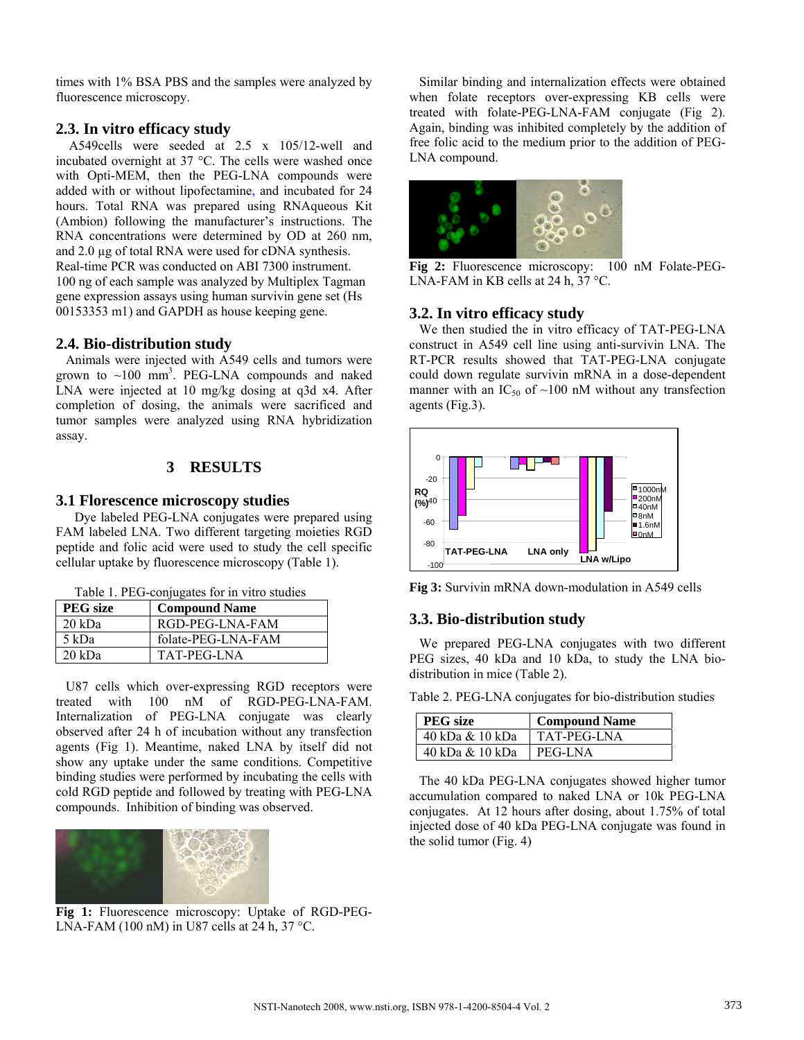times with 1% BSA PBS and the samples were analyzed by fluorescence microscopy.

### 2.3. In vitro efficacy study

A549cells were seeded at 2.5 x 105/12-well and incubated overnight at 37 °C. The cells were washed once with Opti-MEM, then the PEG-LNA compounds were added with or without lipofectamine, and incubated for 24 hours. Total RNA was prepared using RNAqueous Kit (Ambion) following the manufacturer's instructions. The RNA concentrations were determined by OD at 260 nm, and 2.0 µg of total RNA were used for cDNA synthesis.
Real-time PCR was conducted on ABI 7300 instrument. 100 ng of each sample was analyzed by Multiplex Tagman gene expression assays using human survivin gene set (Hs 00153353 m1) and GAPDH as house keeping gene.

### 2.4. Bio-distribution study

Animals were injected with A549 cells and tumors were grown to ~100 mm$^3$. PEG-LNA compounds and naked LNA were injected at 10 mg/kg dosing at q3d x4. After completion of dosing, the animals were sacrificed and tumor samples were analyzed using RNA hybridization assay.

## 3 RESULTS

### 3.1 Florescence microscopy studies

Dye labeled PEG-LNA conjugates were prepared using FAM labeled LNA. Two different targeting moieties RGD peptide and folic acid were used to study the cell specific cellular uptake by fluorescence microscopy (Table 1).

Table 1. PEG-conjugates for in vitro studies

| PEG size | Compound Name |
|---|---|
| 20 kDa | RGD-PEG-LNA-FAM |
| 5 kDa | folate-PEG-LNA-FAM |
| 20 kDa | TAT-PEG-LNA |

U87 cells which over-expressing RGD receptors were treated with 100 nM of RGD-PEG-LNA-FAM. Internalization of PEG-LNA conjugate was clearly observed after 24 h of incubation without any transfection agents (Fig 1). Meantime, naked LNA by itself did not show any uptake under the same conditions. Competitive binding studies were performed by incubating the cells with cold RGD peptide and followed by treating with PEG-LNA compounds. Inhibition of binding was observed.

**Fig 1:** Fluorescence microscopy: Uptake of RGD-PEG-LNA-FAM (100 nM) in U87 cells at 24 h, 37 °C.

Similar binding and internalization effects were obtained when folate receptors over-expressing KB cells were treated with folate-PEG-LNA-FAM conjugate (Fig 2). Again, binding was inhibited completely by the addition of free folic acid to the medium prior to the addition of PEG-LNA compound.

**Fig 2:** Fluorescence microscopy: 100 nM Folate-PEG-LNA-FAM in KB cells at 24 h, 37 °C.

### 3.2. In vitro efficacy study

We then studied the in vitro efficacy of TAT-PEG-LNA construct in A549 cell line using anti-survivin LNA. The RT-PCR results showed that TAT-PEG-LNA conjugate could down regulate survivin mRNA in a dose-dependent manner with an $IC_{50}$ of ~100 nM without any transfection agents (Fig.3).

**Fig 3:** Survivin mRNA down-modulation in A549 cells

### 3.3. Bio-distribution study

We prepared PEG-LNA conjugates with two different PEG sizes, 40 kDa and 10 kDa, to study the LNA bio-distribution in mice (Table 2).

Table 2. PEG-LNA conjugates for bio-distribution studies

| PEG size | Compound Name |
|---|---|
| 40 kDa & 10 kDa | TAT-PEG-LNA |
| 40 kDa & 10 kDa | PEG-LNA |

The 40 kDa PEG-LNA conjugates showed higher tumor accumulation compared to naked LNA or 10k PEG-LNA conjugates. At 12 hours after dosing, about 1.75% of total injected dose of 40 kDa PEG-LNA conjugate was found in the solid tumor (Fig. 4)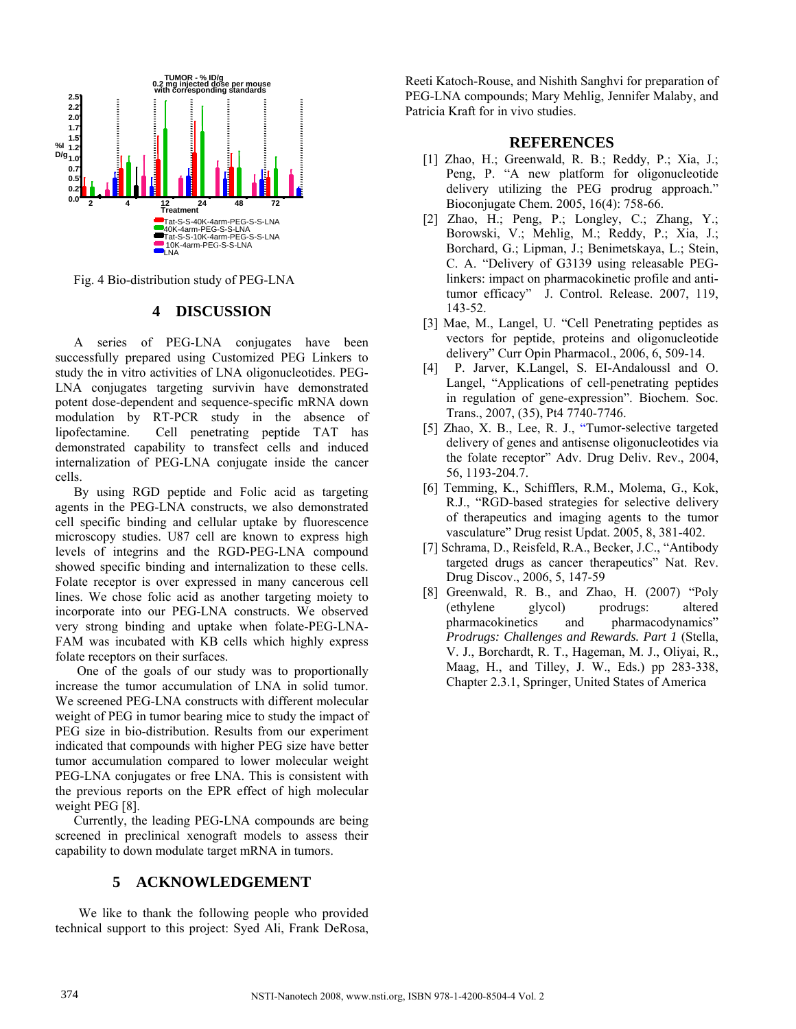TUMOR - % ID/g
0.2 mg injected dose per mouse
with corresponding standards

%I D/g

2.5
2.2
2.0
1.7
1.5
1.2
1.0
0.7
0.5
0.2
0.0

2
4
12
24
48
72

Treatment

Tat-S-S-40K-4arm-PEG-S-S-LNA
40K-4arm-PEG-S-S-LNA
Tat-S-S-10K-4arm-PEG-S-S-LNA
10K-4arm-PEG-S-S-LNA
LNA

Fig. 4 Bio-distribution study of PEG-LNA

## 4 DISCUSSION

A series of PEG-LNA conjugates have been successfully prepared using Customized PEG Linkers to study the in vitro activities of LNA oligonucleotides. PEG-LNA conjugates targeting survivin have demonstrated potent dose-dependent and sequence-specific mRNA down modulation by RT-PCR study in the absence of lipofectamine. Cell penetrating peptide TAT has demonstrated capability to transfect cells and induced internalization of PEG-LNA conjugate inside the cancer cells.

By using RGD peptide and Folic acid as targeting agents in the PEG-LNA constructs, we also demonstrated cell specific binding and cellular uptake by fluorescence microscopy studies. U87 cell are known to express high levels of integrins and the RGD-PEG-LNA compound showed specific binding and internalization to these cells. Folate receptor is over expressed in many cancerous cell lines. We chose folic acid as another targeting moiety to incorporate into our PEG-LNA constructs. We observed very strong binding and uptake when folate-PEG-LNA-FAM was incubated with KB cells which highly express folate receptors on their surfaces.

One of the goals of our study was to proportionally increase the tumor accumulation of LNA in solid tumor. We screened PEG-LNA constructs with different molecular weight of PEG in tumor bearing mice to study the impact of PEG size in bio-distribution. Results from our experiment indicated that compounds with higher PEG size have better tumor accumulation compared to lower molecular weight PEG-LNA conjugates or free LNA. This is consistent with the previous reports on the EPR effect of high molecular weight PEG [8].

Currently, the leading PEG-LNA compounds are being screened in preclinical xenograft models to assess their capability to down modulate target mRNA in tumors.

## 5 ACKNOWLEDGEMENT

We like to thank the following people who provided technical support to this project: Syed Ali, Frank DeRosa, Reeti Katoch-Rouse, and Nishith Sanghvi for preparation of PEG-LNA compounds; Mary Mehlig, Jennifer Malaby, and Patricia Kraft for in vivo studies.

## REFERENCES

[1] Zhao, H.; Greenwald, R. B.; Reddy, P.; Xia, J.; Peng, P. "A new platform for oligonucleotide delivery utilizing the PEG prodrug approach." Bioconjugate Chem. 2005, 16(4): 758-66.

[2] Zhao, H.; Peng, P.; Longley, C.; Zhang, Y.; Borowski, V.; Mehlig, M.; Reddy, P.; Xia, J.; Borchard, G.; Lipman, J.; Benimetskaya, L.; Stein, C. A. "Delivery of G3139 using releasable PEG-linkers: impact on pharmacokinetic profile and anti-tumor efficacy" J. Control. Release. 2007, 119, 143-52.

[3] Mae, M., Langel, U. "Cell Penetrating peptides as vectors for peptide, proteins and oligonucleotide delivery" Curr Opin Pharmacol., 2006, 6, 509-14.

[4] P. Jarver, K.Langel, S. EI-Andaloussl and O. Langel, "Applications of cell-penetrating peptides in regulation of gene-expression". Biochem. Soc. Trans., 2007, (35), Pt4 7740-7746.

[5] Zhao, X. B., Lee, R. J., "Tumor-selective targeted delivery of genes and antisense oligonucleotides via the folate receptor" Adv. Drug Deliv. Rev., 2004, 56, 1193-204.7.

[6] Temming, K., Schifflers, R.M., Molema, G., Kok, R.J., "RGD-based strategies for selective delivery of therapeutics and imaging agents to the tumor vasculature" Drug resist Updat. 2005, 8, 381-402.

[7] Schrama, D., Reisfeld, R.A., Becker, J.C., "Antibody targeted drugs as cancer therapeutics" Nat. Rev. Drug Discov., 2006, 5, 147-59

[8] Greenwald, R. B., and Zhao, H. (2007) "Poly (ethylene glycol) prodrugs: altered pharmacokinetics and pharmacodynamics" *Prodrugs: Challenges and Rewards. Part 1* (Stella, V. J., Borchardt, R. T., Hageman, M. J., Oliyai, R., Maag, H., and Tilley, J. W., Eds.) pp 283-338, Chapter 2.3.1, Springer, United States of America